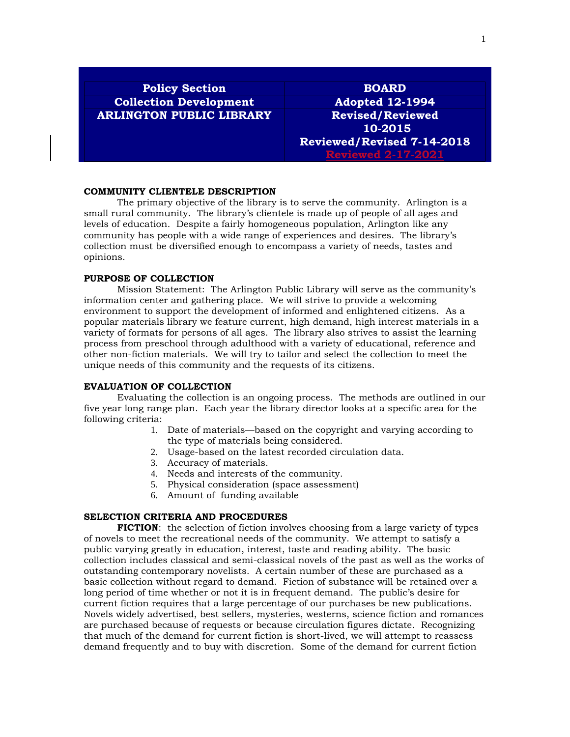| Policy Section | BOARD |
|---|---|
| Collection Development | Adopted 12-1994 |
| ARLINGTON PUBLIC LIBRARY | Revised/Reviewed 10-2015 |
| | Reviewed/Revised 7-14-2018 |
| | Reviewed 2-17-2021 |

### COMMUNITY CLIENTELE DESCRIPTION

The primary objective of the library is to serve the community. Arlington is a small rural community. The library's clientele is made up of people of all ages and levels of education. Despite a fairly homogeneous population, Arlington like any community has people with a wide range of experiences and desires. The library's collection must be diversified enough to encompass a variety of needs, tastes and opinions.

### PURPOSE OF COLLECTION

Mission Statement: The Arlington Public Library will serve as the community's information center and gathering place. We will strive to provide a welcoming environment to support the development of informed and enlightened citizens. As a popular materials library we feature current, high demand, high interest materials in a variety of formats for persons of all ages. The library also strives to assist the learning process from preschool through adulthood with a variety of educational, reference and other non-fiction materials. We will try to tailor and select the collection to meet the unique needs of this community and the requests of its citizens.

### EVALUATION OF COLLECTION

Evaluating the collection is an ongoing process. The methods are outlined in our five year long range plan. Each year the library director looks at a specific area for the following criteria:

1. Date of materials—based on the copyright and varying according to the type of materials being considered.
2. Usage-based on the latest recorded circulation data.
3. Accuracy of materials.
4. Needs and interests of the community.
5. Physical consideration (space assessment)
6. Amount of funding available

### SELECTION CRITERIA AND PROCEDURES

**FICTION**: the selection of fiction involves choosing from a large variety of types of novels to meet the recreational needs of the community. We attempt to satisfy a public varying greatly in education, interest, taste and reading ability. The basic collection includes classical and semi-classical novels of the past as well as the works of outstanding contemporary novelists. A certain number of these are purchased as a basic collection without regard to demand. Fiction of substance will be retained over a long period of time whether or not it is in frequent demand. The public's desire for current fiction requires that a large percentage of our purchases be new publications. Novels widely advertised, best sellers, mysteries, westerns, science fiction and romances are purchased because of requests or because circulation figures dictate. Recognizing that much of the demand for current fiction is short-lived, we will attempt to reassess demand frequently and to buy with discretion. Some of the demand for current fiction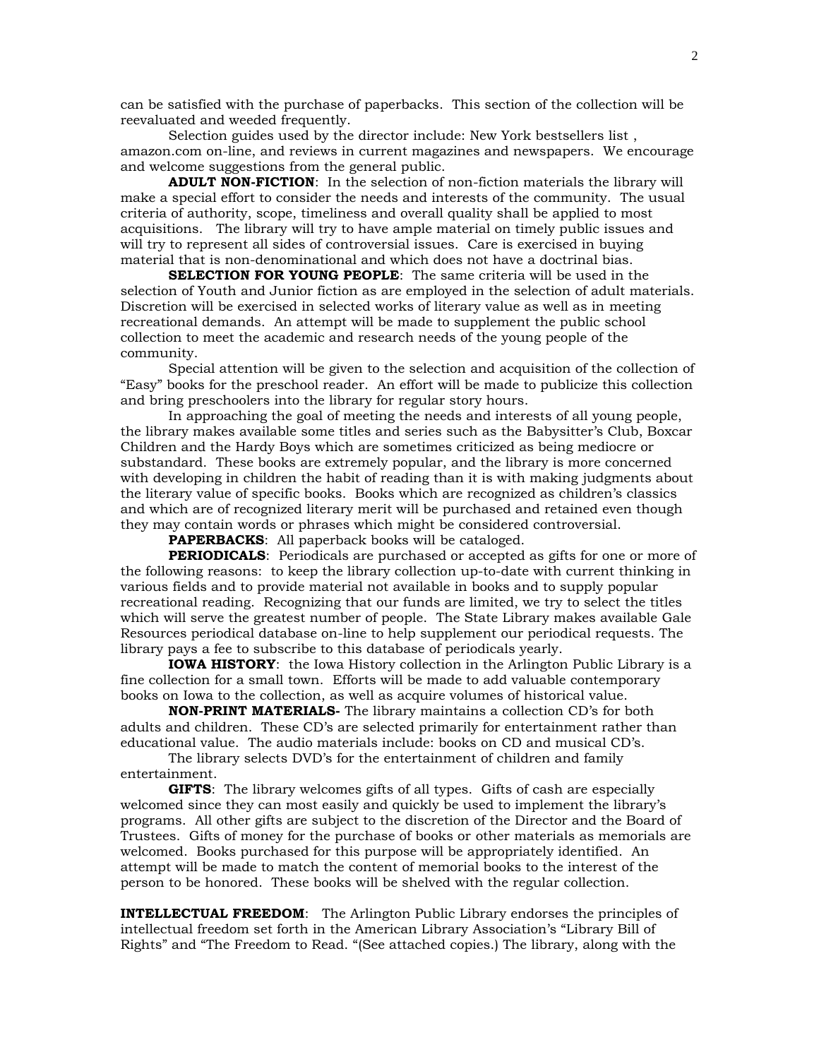can be satisfied with the purchase of paperbacks. This section of the collection will be reevaluated and weeded frequently.

Selection guides used by the director include: New York bestsellers list , amazon.com on-line, and reviews in current magazines and newspapers. We encourage and welcome suggestions from the general public.

**ADULT NON-FICTION**: In the selection of non-fiction materials the library will make a special effort to consider the needs and interests of the community. The usual criteria of authority, scope, timeliness and overall quality shall be applied to most acquisitions. The library will try to have ample material on timely public issues and will try to represent all sides of controversial issues. Care is exercised in buying material that is non-denominational and which does not have a doctrinal bias.

**SELECTION FOR YOUNG PEOPLE**: The same criteria will be used in the selection of Youth and Junior fiction as are employed in the selection of adult materials. Discretion will be exercised in selected works of literary value as well as in meeting recreational demands. An attempt will be made to supplement the public school collection to meet the academic and research needs of the young people of the community.

Special attention will be given to the selection and acquisition of the collection of "Easy" books for the preschool reader. An effort will be made to publicize this collection and bring preschoolers into the library for regular story hours.

In approaching the goal of meeting the needs and interests of all young people, the library makes available some titles and series such as the Babysitter's Club, Boxcar Children and the Hardy Boys which are sometimes criticized as being mediocre or substandard. These books are extremely popular, and the library is more concerned with developing in children the habit of reading than it is with making judgments about the literary value of specific books. Books which are recognized as children's classics and which are of recognized literary merit will be purchased and retained even though they may contain words or phrases which might be considered controversial.

**PAPERBACKS**: All paperback books will be cataloged.

**PERIODICALS**: Periodicals are purchased or accepted as gifts for one or more of the following reasons: to keep the library collection up-to-date with current thinking in various fields and to provide material not available in books and to supply popular recreational reading. Recognizing that our funds are limited, we try to select the titles which will serve the greatest number of people. The State Library makes available Gale Resources periodical database on-line to help supplement our periodical requests. The library pays a fee to subscribe to this database of periodicals yearly.

**IOWA HISTORY**: the Iowa History collection in the Arlington Public Library is a fine collection for a small town. Efforts will be made to add valuable contemporary books on Iowa to the collection, as well as acquire volumes of historical value.

**NON-PRINT MATERIALS-** The library maintains a collection CD's for both adults and children. These CD's are selected primarily for entertainment rather than educational value. The audio materials include: books on CD and musical CD's.

The library selects DVD's for the entertainment of children and family entertainment.

**GIFTS**: The library welcomes gifts of all types. Gifts of cash are especially welcomed since they can most easily and quickly be used to implement the library's programs. All other gifts are subject to the discretion of the Director and the Board of Trustees. Gifts of money for the purchase of books or other materials as memorials are welcomed. Books purchased for this purpose will be appropriately identified. An attempt will be made to match the content of memorial books to the interest of the person to be honored. These books will be shelved with the regular collection.

**INTELLECTUAL FREEDOM**: The Arlington Public Library endorses the principles of intellectual freedom set forth in the American Library Association's "Library Bill of Rights" and "The Freedom to Read. "(See attached copies.) The library, along with the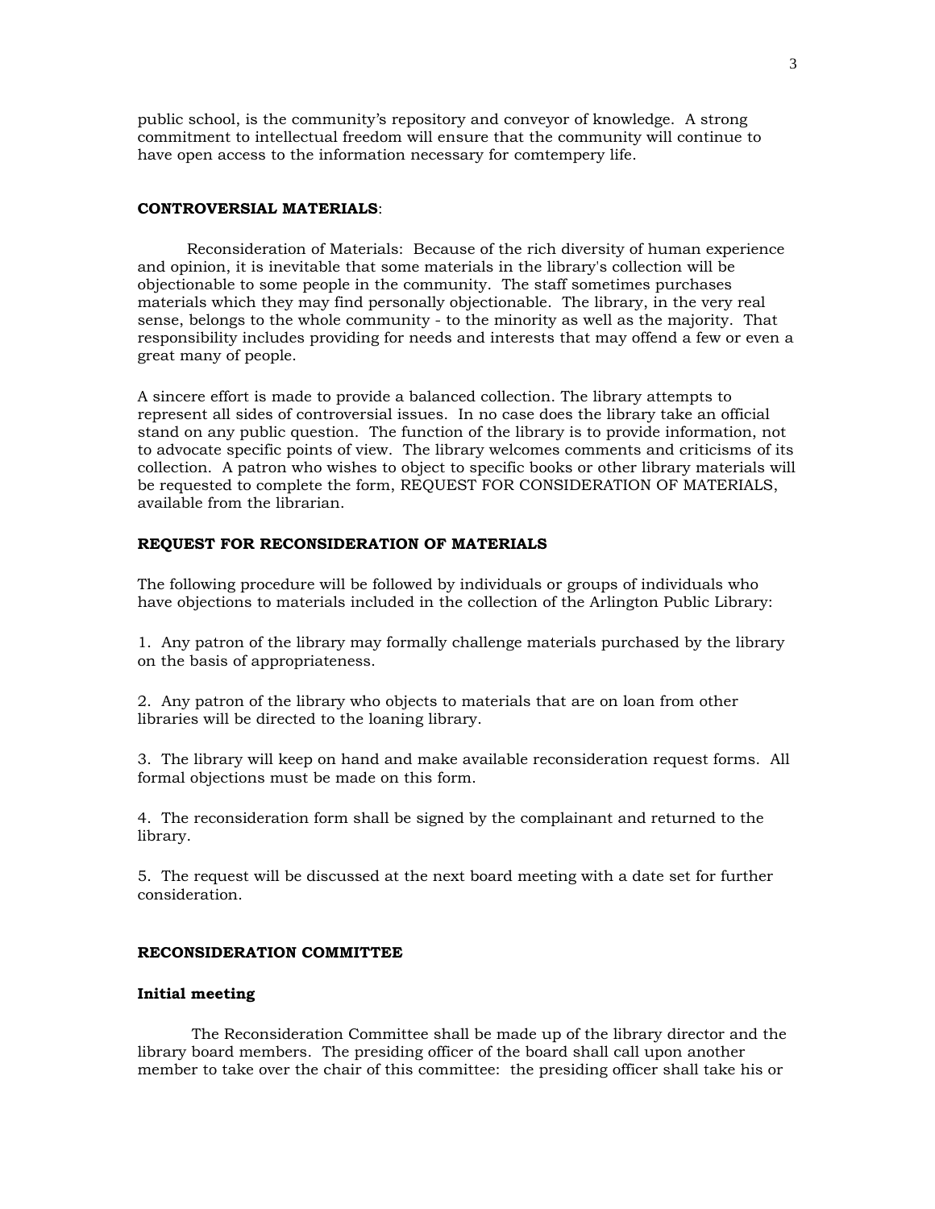public school, is the community's repository and conveyor of knowledge. A strong commitment to intellectual freedom will ensure that the community will continue to have open access to the information necessary for comtempery life.

**CONTROVERSIAL MATERIALS**:

Reconsideration of Materials: Because of the rich diversity of human experience and opinion, it is inevitable that some materials in the library's collection will be objectionable to some people in the community. The staff sometimes purchases materials which they may find personally objectionable. The library, in the very real sense, belongs to the whole community - to the minority as well as the majority. That responsibility includes providing for needs and interests that may offend a few or even a great many of people.

A sincere effort is made to provide a balanced collection. The library attempts to represent all sides of controversial issues. In no case does the library take an official stand on any public question. The function of the library is to provide information, not to advocate specific points of view. The library welcomes comments and criticisms of its collection. A patron who wishes to object to specific books or other library materials will be requested to complete the form, REQUEST FOR CONSIDERATION OF MATERIALS, available from the librarian.

**REQUEST FOR RECONSIDERATION OF MATERIALS**

The following procedure will be followed by individuals or groups of individuals who have objections to materials included in the collection of the Arlington Public Library:

1. Any patron of the library may formally challenge materials purchased by the library on the basis of appropriateness.

2. Any patron of the library who objects to materials that are on loan from other libraries will be directed to the loaning library.

3. The library will keep on hand and make available reconsideration request forms. All formal objections must be made on this form.

4. The reconsideration form shall be signed by the complainant and returned to the library.

5. The request will be discussed at the next board meeting with a date set for further consideration.

**RECONSIDERATION COMMITTEE**

**Initial meeting**

The Reconsideration Committee shall be made up of the library director and the library board members. The presiding officer of the board shall call upon another member to take over the chair of this committee: the presiding officer shall take his or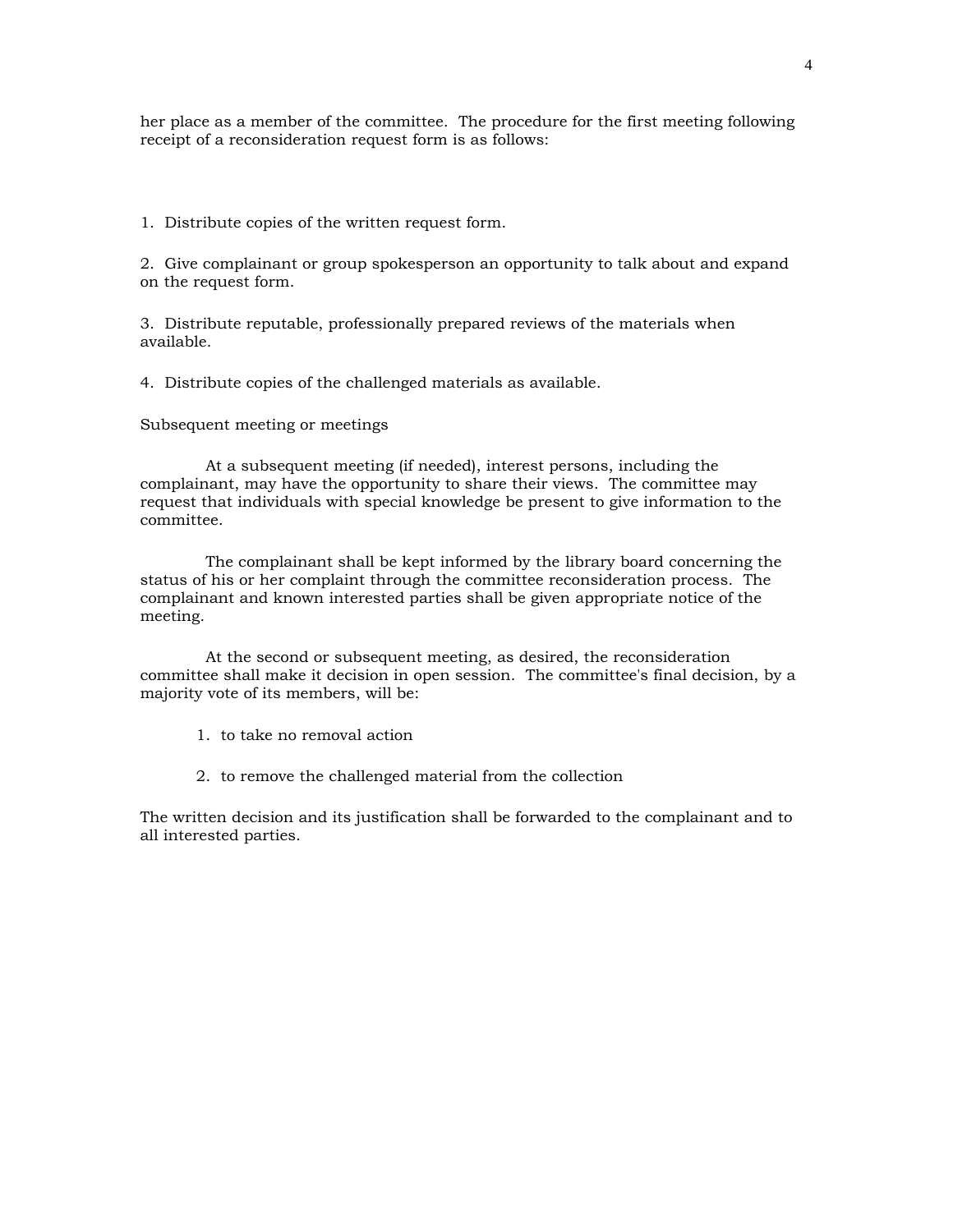her place as a member of the committee. The procedure for the first meeting following receipt of a reconsideration request form is as follows:

1. Distribute copies of the written request form.

2. Give complainant or group spokesperson an opportunity to talk about and expand on the request form.

3. Distribute reputable, professionally prepared reviews of the materials when available.

4. Distribute copies of the challenged materials as available.

Subsequent meeting or meetings

At a subsequent meeting (if needed), interest persons, including the complainant, may have the opportunity to share their views. The committee may request that individuals with special knowledge be present to give information to the committee.

The complainant shall be kept informed by the library board concerning the status of his or her complaint through the committee reconsideration process. The complainant and known interested parties shall be given appropriate notice of the meeting.

At the second or subsequent meeting, as desired, the reconsideration committee shall make it decision in open session. The committee's final decision, by a majority vote of its members, will be:

1. to take no removal action

2. to remove the challenged material from the collection

The written decision and its justification shall be forwarded to the complainant and to all interested parties.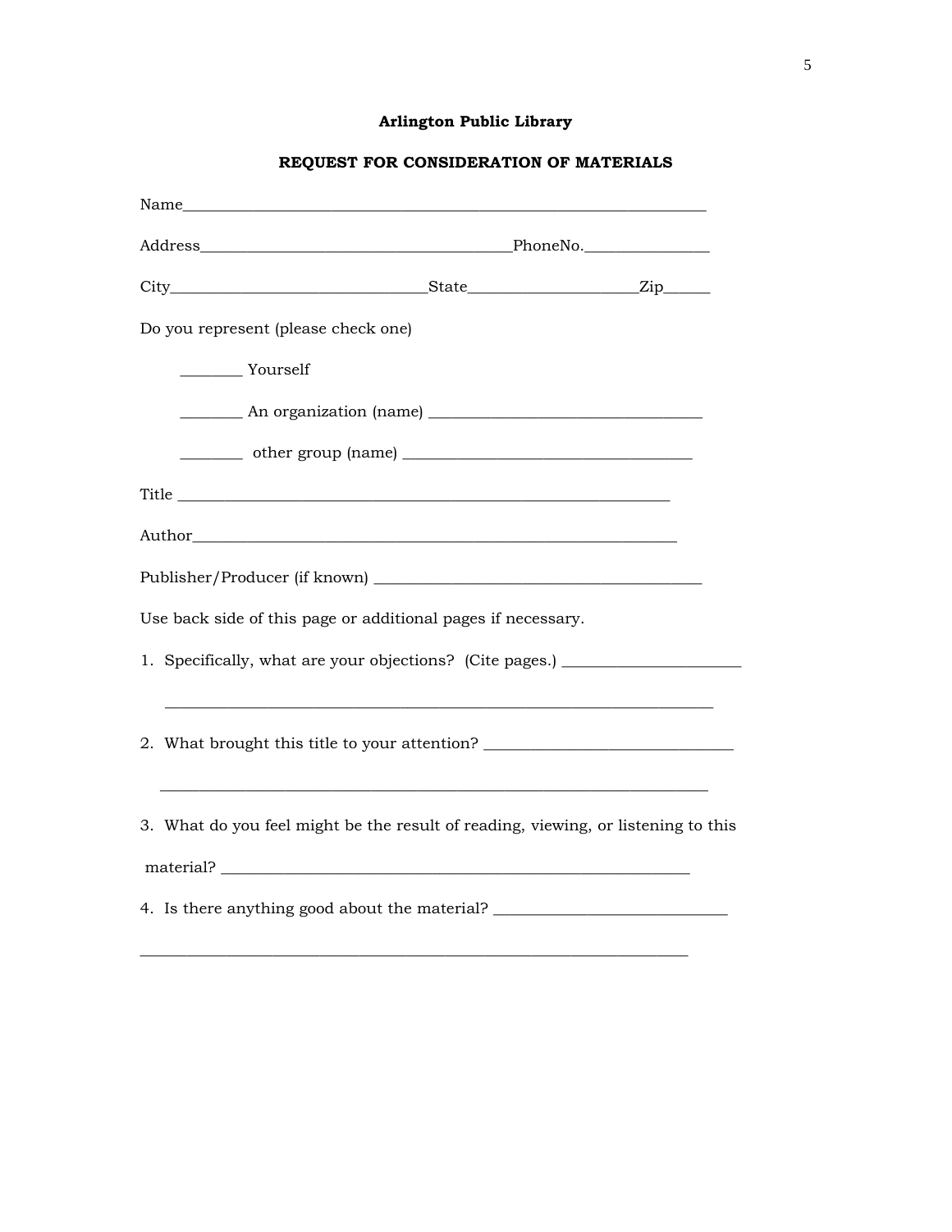**Arlington Public Library**

**REQUEST FOR CONSIDERATION OF MATERIALS**

Name_________________________________________________________________

Address________________________________________PhoneNo.________________

City________________________________State______________________Zip______

Do you represent (please check one)

________ Yourself

________ An organization (name) ___________________________________

________ other group (name) ____________________________________

Title _____________________________________________________________

Author_____________________________________________________________

Publisher/Producer (if known) __________________________________________

Use back side of this page or additional pages if necessary.

1. Specifically, what are your objections? (Cite pages.) _______________________

_____________________________________________________________________

2. What brought this title to your attention? _______________________________

_____________________________________________________________________

3. What do you feel might be the result of reading, viewing, or listening to this material? ___________________________________________________________

4. Is there anything good about the material? _____________________________

_____________________________________________________________________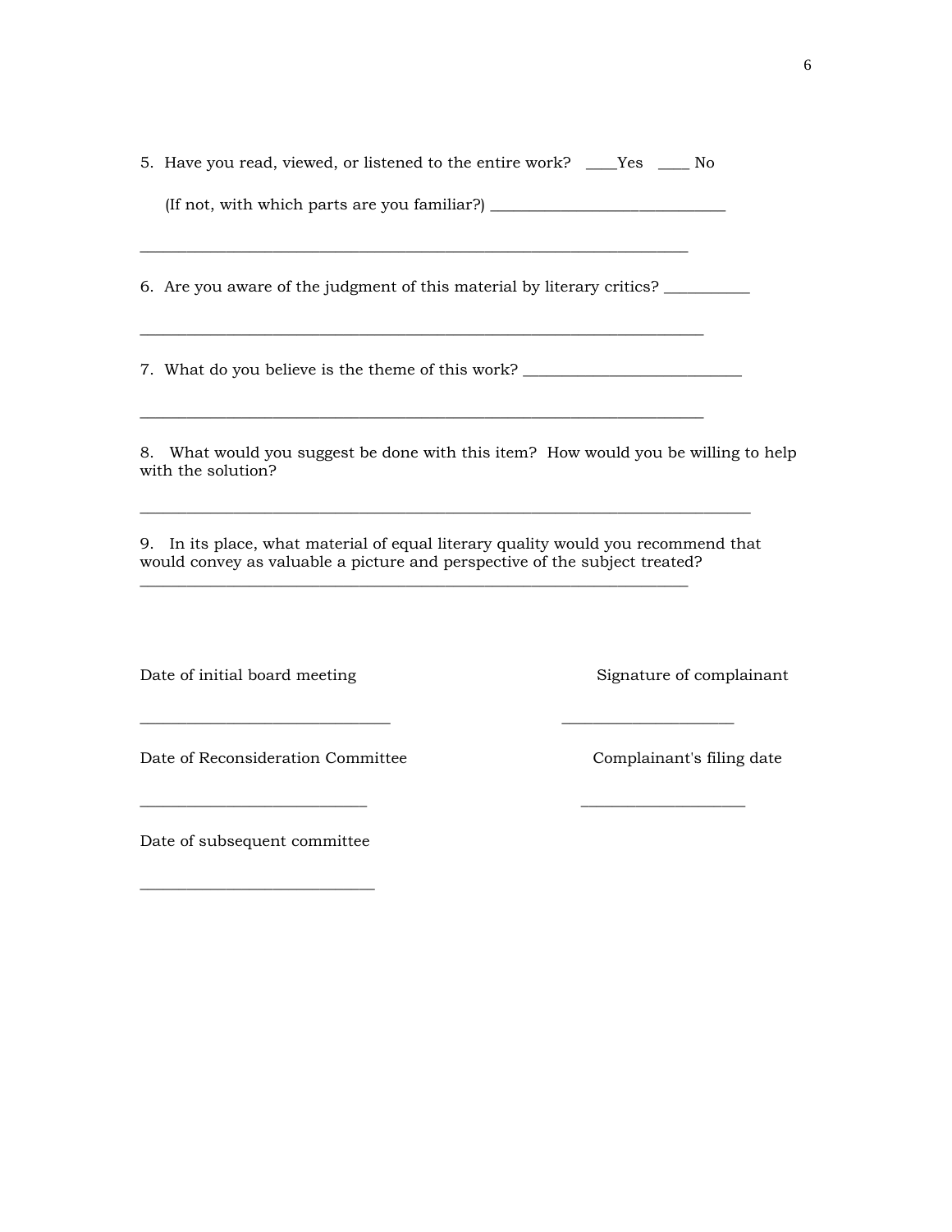5. Have you read, viewed, or listened to the entire work? ____Yes ____ No

   (If not, with which parts are you familiar?) ______________________________

______________________________________________________________________

6. Are you aware of the judgment of this material by literary critics? ___________

________________________________________________________________________

7. What do you believe is the theme of this work? ____________________________

________________________________________________________________________

8. What would you suggest be done with this item? How would you be willing to help with the solution?

______________________________________________________________________________

9. In its place, what material of equal literary quality would you recommend that would convey as valuable a picture and perspective of the subject treated?
______________________________________________________________________

Date of initial board meeting

________________________________

Signature of complainant

______________________

Date of Reconsideration Committee

_____________________________

Complainant's filing date

_____________________

Date of subsequent committee

______________________________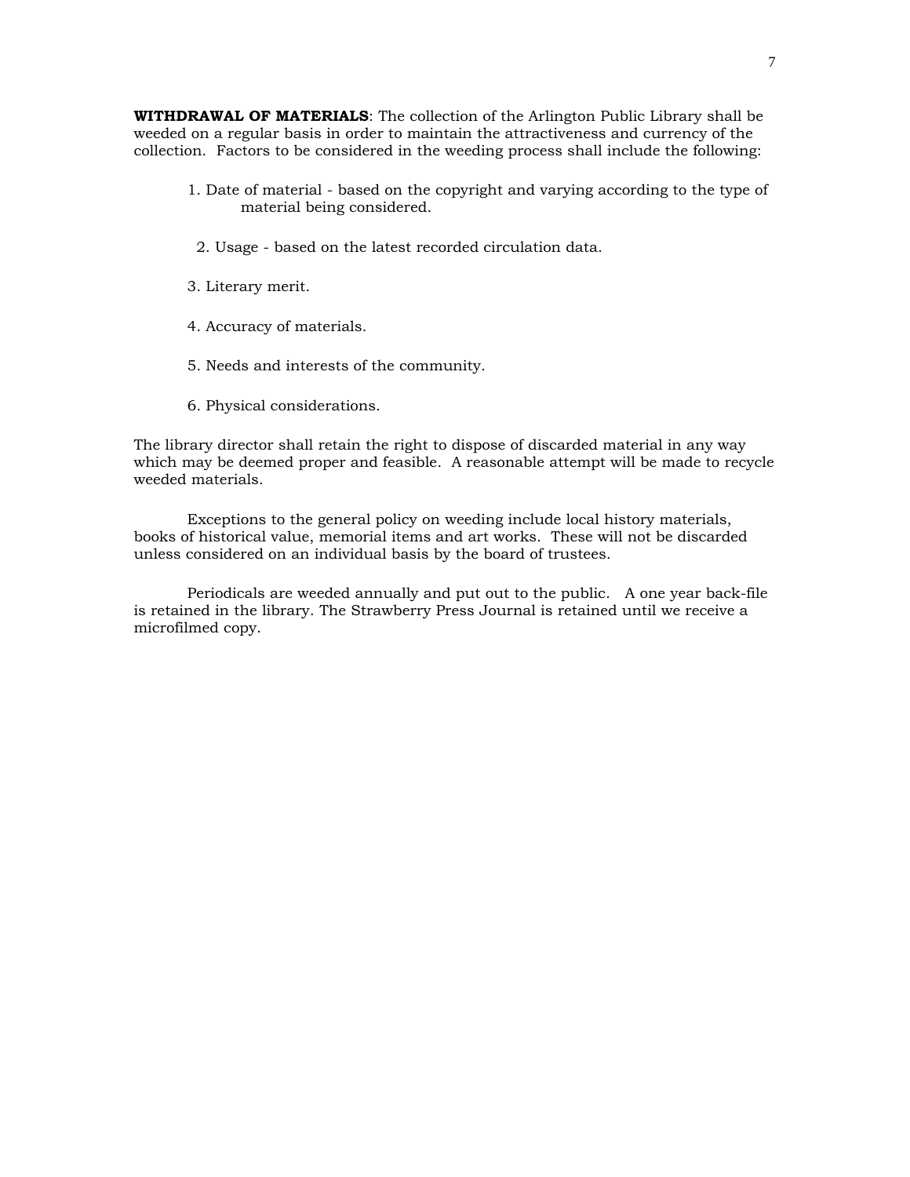**WITHDRAWAL OF MATERIALS**: The collection of the Arlington Public Library shall be weeded on a regular basis in order to maintain the attractiveness and currency of the collection. Factors to be considered in the weeding process shall include the following:

1. Date of material - based on the copyright and varying according to the type of material being considered.
2. Usage - based on the latest recorded circulation data.
3. Literary merit.
4. Accuracy of materials.
5. Needs and interests of the community.
6. Physical considerations.

The library director shall retain the right to dispose of discarded material in any way which may be deemed proper and feasible. A reasonable attempt will be made to recycle weeded materials.

Exceptions to the general policy on weeding include local history materials, books of historical value, memorial items and art works. These will not be discarded unless considered on an individual basis by the board of trustees.

Periodicals are weeded annually and put out to the public. A one year back-file is retained in the library. The Strawberry Press Journal is retained until we receive a microfilmed copy.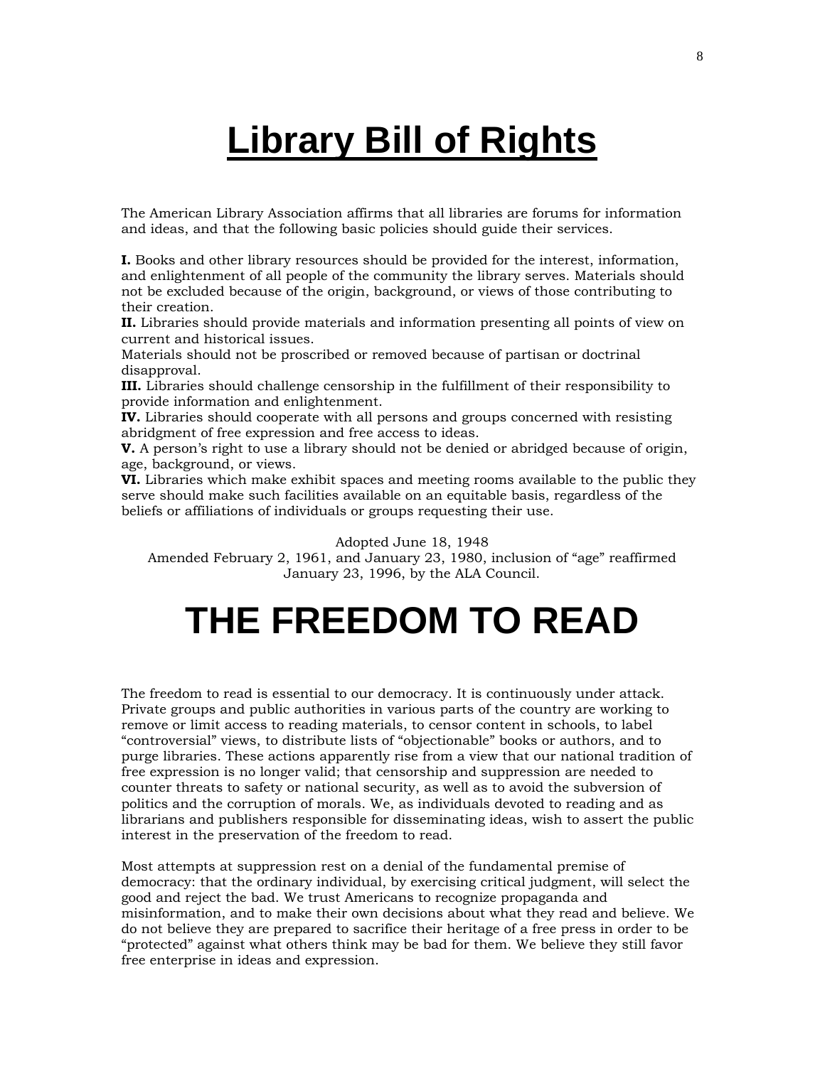# Library Bill of Rights

The American Library Association affirms that all libraries are forums for information and ideas, and that the following basic policies should guide their services.

**I.** Books and other library resources should be provided for the interest, information, and enlightenment of all people of the community the library serves. Materials should not be excluded because of the origin, background, or views of those contributing to their creation.

**II.** Libraries should provide materials and information presenting all points of view on current and historical issues.
Materials should not be proscribed or removed because of partisan or doctrinal disapproval.

**III.** Libraries should challenge censorship in the fulfillment of their responsibility to provide information and enlightenment.

**IV.** Libraries should cooperate with all persons and groups concerned with resisting abridgment of free expression and free access to ideas.

**V.** A person's right to use a library should not be denied or abridged because of origin, age, background, or views.

**VI.** Libraries which make exhibit spaces and meeting rooms available to the public they serve should make such facilities available on an equitable basis, regardless of the beliefs or affiliations of individuals or groups requesting their use.

Adopted June 18, 1948
Amended February 2, 1961, and January 23, 1980, inclusion of "age" reaffirmed January 23, 1996, by the ALA Council.

# THE FREEDOM TO READ

The freedom to read is essential to our democracy. It is continuously under attack. Private groups and public authorities in various parts of the country are working to remove or limit access to reading materials, to censor content in schools, to label "controversial" views, to distribute lists of "objectionable" books or authors, and to purge libraries. These actions apparently rise from a view that our national tradition of free expression is no longer valid; that censorship and suppression are needed to counter threats to safety or national security, as well as to avoid the subversion of politics and the corruption of morals. We, as individuals devoted to reading and as librarians and publishers responsible for disseminating ideas, wish to assert the public interest in the preservation of the freedom to read.

Most attempts at suppression rest on a denial of the fundamental premise of democracy: that the ordinary individual, by exercising critical judgment, will select the good and reject the bad. We trust Americans to recognize propaganda and misinformation, and to make their own decisions about what they read and believe. We do not believe they are prepared to sacrifice their heritage of a free press in order to be "protected" against what others think may be bad for them. We believe they still favor free enterprise in ideas and expression.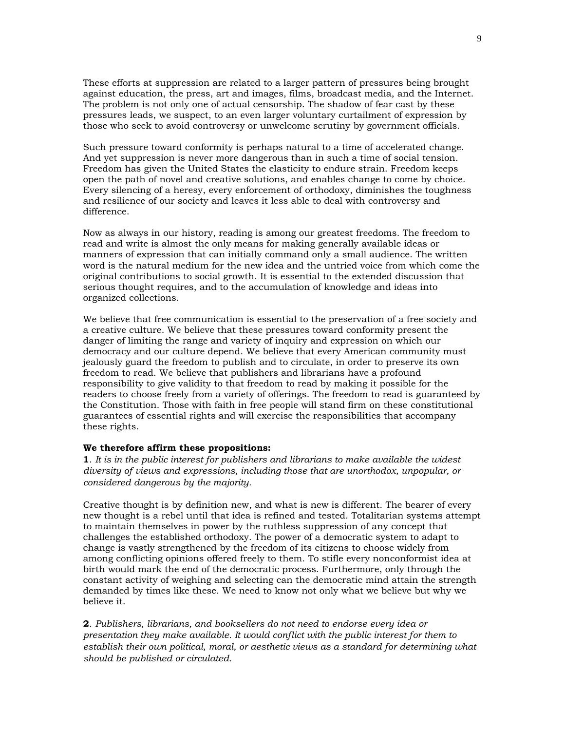These efforts at suppression are related to a larger pattern of pressures being brought against education, the press, art and images, films, broadcast media, and the Internet. The problem is not only one of actual censorship. The shadow of fear cast by these pressures leads, we suspect, to an even larger voluntary curtailment of expression by those who seek to avoid controversy or unwelcome scrutiny by government officials.

Such pressure toward conformity is perhaps natural to a time of accelerated change. And yet suppression is never more dangerous than in such a time of social tension. Freedom has given the United States the elasticity to endure strain. Freedom keeps open the path of novel and creative solutions, and enables change to come by choice. Every silencing of a heresy, every enforcement of orthodoxy, diminishes the toughness and resilience of our society and leaves it less able to deal with controversy and difference.

Now as always in our history, reading is among our greatest freedoms. The freedom to read and write is almost the only means for making generally available ideas or manners of expression that can initially command only a small audience. The written word is the natural medium for the new idea and the untried voice from which come the original contributions to social growth. It is essential to the extended discussion that serious thought requires, and to the accumulation of knowledge and ideas into organized collections.

We believe that free communication is essential to the preservation of a free society and a creative culture. We believe that these pressures toward conformity present the danger of limiting the range and variety of inquiry and expression on which our democracy and our culture depend. We believe that every American community must jealously guard the freedom to publish and to circulate, in order to preserve its own freedom to read. We believe that publishers and librarians have a profound responsibility to give validity to that freedom to read by making it possible for the readers to choose freely from a variety of offerings. The freedom to read is guaranteed by the Constitution. Those with faith in free people will stand firm on these constitutional guarantees of essential rights and will exercise the responsibilities that accompany these rights.

**We therefore affirm these propositions:**

**1**. *It is in the public interest for publishers and librarians to make available the widest diversity of views and expressions, including those that are unorthodox, unpopular, or considered dangerous by the majority.*

Creative thought is by definition new, and what is new is different. The bearer of every new thought is a rebel until that idea is refined and tested. Totalitarian systems attempt to maintain themselves in power by the ruthless suppression of any concept that challenges the established orthodoxy. The power of a democratic system to adapt to change is vastly strengthened by the freedom of its citizens to choose widely from among conflicting opinions offered freely to them. To stifle every nonconformist idea at birth would mark the end of the democratic process. Furthermore, only through the constant activity of weighing and selecting can the democratic mind attain the strength demanded by times like these. We need to know not only what we believe but why we believe it.

**2**. *Publishers, librarians, and booksellers do not need to endorse every idea or presentation they make available. It would conflict with the public interest for them to establish their own political, moral, or aesthetic views as a standard for determining what should be published or circulated.*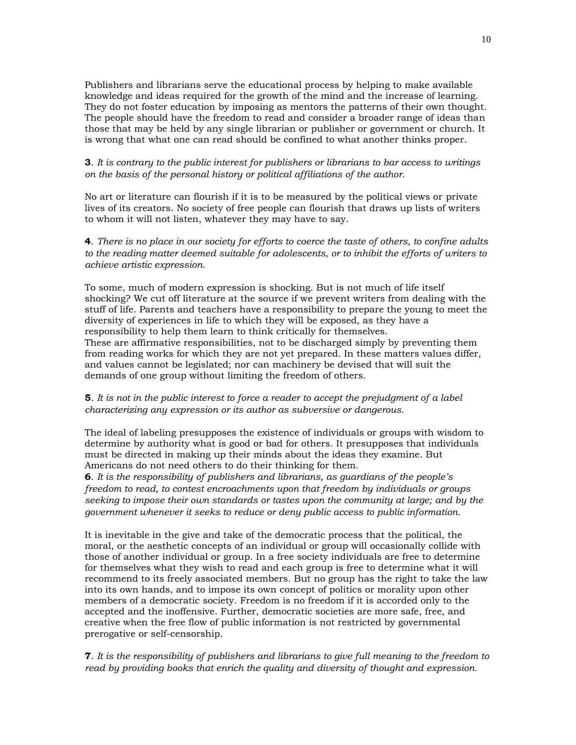Publishers and librarians serve the educational process by helping to make available knowledge and ideas required for the growth of the mind and the increase of learning. They do not foster education by imposing as mentors the patterns of their own thought. The people should have the freedom to read and consider a broader range of ideas than those that may be held by any single librarian or publisher or government or church. It is wrong that what one can read should be confined to what another thinks proper.

**3**. *It is contrary to the public interest for publishers or librarians to bar access to writings on the basis of the personal history or political affiliations of the author.*

No art or literature can flourish if it is to be measured by the political views or private lives of its creators. No society of free people can flourish that draws up lists of writers to whom it will not listen, whatever they may have to say.

**4**. *There is no place in our society for efforts to coerce the taste of others, to confine adults to the reading matter deemed suitable for adolescents, or to inhibit the efforts of writers to achieve artistic expression.*

To some, much of modern expression is shocking. But is not much of life itself shocking? We cut off literature at the source if we prevent writers from dealing with the stuff of life. Parents and teachers have a responsibility to prepare the young to meet the diversity of experiences in life to which they will be exposed, as they have a responsibility to help them learn to think critically for themselves.
These are affirmative responsibilities, not to be discharged simply by preventing them from reading works for which they are not yet prepared. In these matters values differ, and values cannot be legislated; nor can machinery be devised that will suit the demands of one group without limiting the freedom of others.

**5**. *It is not in the public interest to force a reader to accept the prejudgment of a label characterizing any expression or its author as subversive or dangerous.*

The ideal of labeling presupposes the existence of individuals or groups with wisdom to determine by authority what is good or bad for others. It presupposes that individuals must be directed in making up their minds about the ideas they examine. But Americans do not need others to do their thinking for them.

**6**. *It is the responsibility of publishers and librarians, as guardians of the people's freedom to read, to contest encroachments upon that freedom by individuals or groups seeking to impose their own standards or tastes upon the community at large; and by the government whenever it seeks to reduce or deny public access to public information.*

It is inevitable in the give and take of the democratic process that the political, the moral, or the aesthetic concepts of an individual or group will occasionally collide with those of another individual or group. In a free society individuals are free to determine for themselves what they wish to read and each group is free to determine what it will recommend to its freely associated members. But no group has the right to take the law into its own hands, and to impose its own concept of politics or morality upon other members of a democratic society. Freedom is no freedom if it is accorded only to the accepted and the inoffensive. Further, democratic societies are more safe, free, and creative when the free flow of public information is not restricted by governmental prerogative or self-censorship.

**7**. *It is the responsibility of publishers and librarians to give full meaning to the freedom to read by providing books that enrich the quality and diversity of thought and expression.*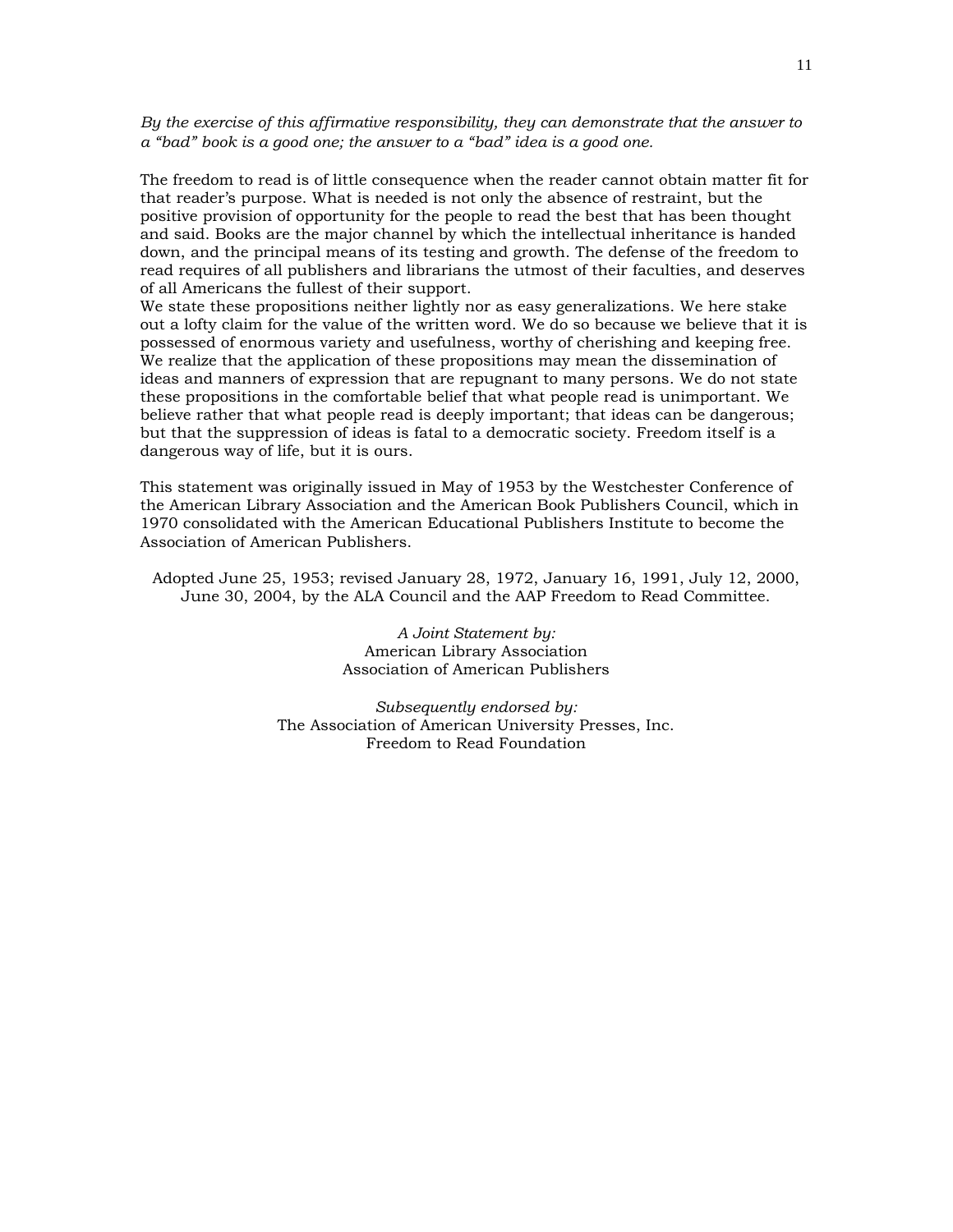*By the exercise of this affirmative responsibility, they can demonstrate that the answer to a "bad" book is a good one; the answer to a "bad" idea is a good one.*

The freedom to read is of little consequence when the reader cannot obtain matter fit for that reader's purpose. What is needed is not only the absence of restraint, but the positive provision of opportunity for the people to read the best that has been thought and said. Books are the major channel by which the intellectual inheritance is handed down, and the principal means of its testing and growth. The defense of the freedom to read requires of all publishers and librarians the utmost of their faculties, and deserves of all Americans the fullest of their support.

We state these propositions neither lightly nor as easy generalizations. We here stake out a lofty claim for the value of the written word. We do so because we believe that it is possessed of enormous variety and usefulness, worthy of cherishing and keeping free. We realize that the application of these propositions may mean the dissemination of ideas and manners of expression that are repugnant to many persons. We do not state these propositions in the comfortable belief that what people read is unimportant. We believe rather that what people read is deeply important; that ideas can be dangerous; but that the suppression of ideas is fatal to a democratic society. Freedom itself is a dangerous way of life, but it is ours.

This statement was originally issued in May of 1953 by the Westchester Conference of the American Library Association and the American Book Publishers Council, which in 1970 consolidated with the American Educational Publishers Institute to become the Association of American Publishers.

Adopted June 25, 1953; revised January 28, 1972, January 16, 1991, July 12, 2000, June 30, 2004, by the ALA Council and the AAP Freedom to Read Committee.

*A Joint Statement by:*
American Library Association
Association of American Publishers

*Subsequently endorsed by:*
The Association of American University Presses, Inc.
Freedom to Read Foundation